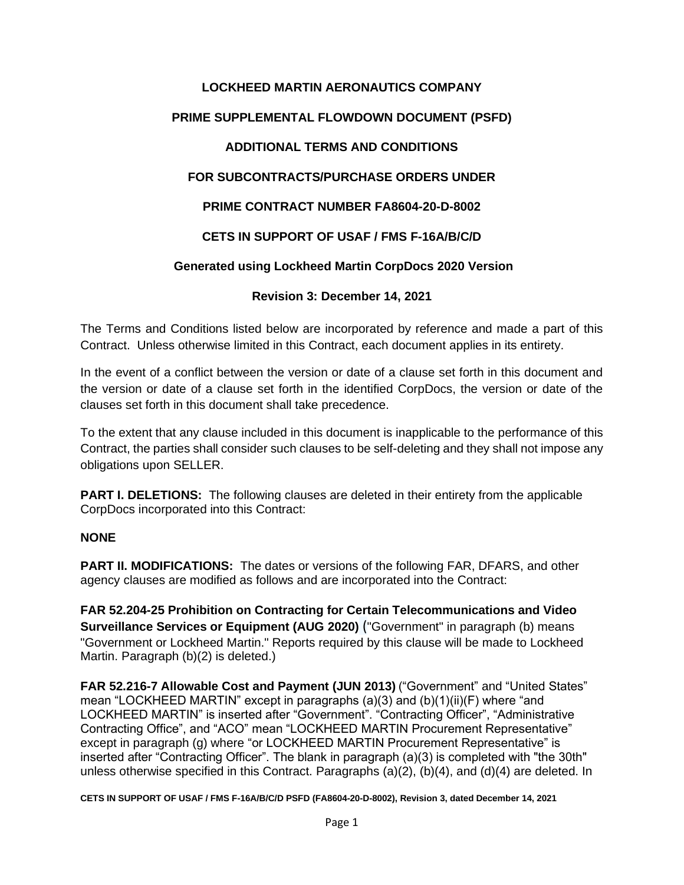# LOCKHEED MARTIN AERONAUTICS COMPANY

## PRIME SUPPLEMENTAL FLOWDOWN DOCUMENT (PSFD)

## ADDITIONAL TERMS AND CONDITIONS

## FOR SUBCONTRACTS/PURCHASE ORDERS UNDER

## PRIME CONTRACT NUMBER FA8604-20-D-8002

## CETS IN SUPPORT OF USAF / FMS F-16A/B/C/D

### Generated using Lockheed Martin CorpDocs 2020 Version

### Revision 3: December 14, 2021

The Terms and Conditions listed below are incorporated by reference and made a part of this Contract. Unless otherwise limited in this Contract, each document applies in its entirety.

In the event of a conflict between the version or date of a clause set forth in this document and the version or date of a clause set forth in the identified CorpDocs, the version or date of the clauses set forth in this document shall take precedence.

To the extent that any clause included in this document is inapplicable to the performance of this Contract, the parties shall consider such clauses to be self-deleting and they shall not impose any obligations upon SELLER.

**PART I. DELETIONS:** The following clauses are deleted in their entirety from the applicable CorpDocs incorporated into this Contract:

**NONE**

**PART II. MODIFICATIONS:** The dates or versions of the following FAR, DFARS, and other agency clauses are modified as follows and are incorporated into the Contract:

**FAR 52.204-25 Prohibition on Contracting for Certain Telecommunications and Video Surveillance Services or Equipment (AUG 2020)** ("Government" in paragraph (b) means "Government or Lockheed Martin." Reports required by this clause will be made to Lockheed Martin. Paragraph (b)(2) is deleted.)

**FAR 52.216-7 Allowable Cost and Payment (JUN 2013)** ("Government" and "United States" mean "LOCKHEED MARTIN" except in paragraphs (a)(3) and (b)(1)(ii)(F) where "and LOCKHEED MARTIN" is inserted after "Government". "Contracting Officer", "Administrative Contracting Office", and "ACO" mean "LOCKHEED MARTIN Procurement Representative" except in paragraph (g) where "or LOCKHEED MARTIN Procurement Representative" is inserted after "Contracting Officer". The blank in paragraph (a)(3) is completed with "the 30th" unless otherwise specified in this Contract. Paragraphs (a)(2), (b)(4), and (d)(4) are deleted. In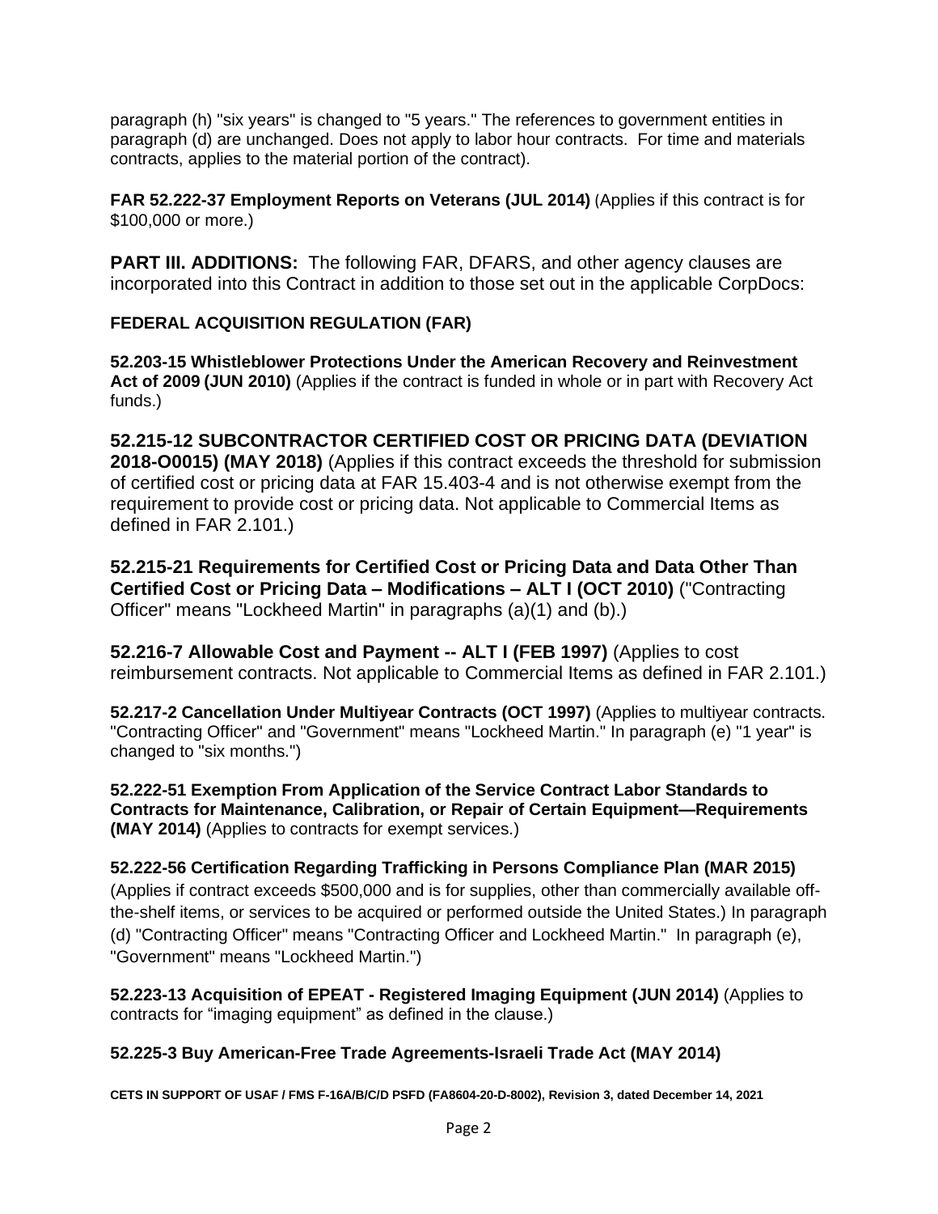paragraph (h) "six years" is changed to "5 years." The references to government entities in paragraph (d) are unchanged. Does not apply to labor hour contracts. For time and materials contracts, applies to the material portion of the contract).

**FAR 52.222-37 Employment Reports on Veterans (JUL 2014)** (Applies if this contract is for $100,000 or more.)

**PART III. ADDITIONS:** The following FAR, DFARS, and other agency clauses are incorporated into this Contract in addition to those set out in the applicable CorpDocs:

**FEDERAL ACQUISITION REGULATION (FAR)**

**52.203-15 Whistleblower Protections Under the American Recovery and Reinvestment Act of 2009 (JUN 2010)** (Applies if the contract is funded in whole or in part with Recovery Act funds.)

**52.215-12 SUBCONTRACTOR CERTIFIED COST OR PRICING DATA (DEVIATION 2018-O0015) (MAY 2018)** (Applies if this contract exceeds the threshold for submission of certified cost or pricing data at FAR 15.403-4 and is not otherwise exempt from the requirement to provide cost or pricing data. Not applicable to Commercial Items as defined in FAR 2.101.)

**52.215-21 Requirements for Certified Cost or Pricing Data and Data Other Than Certified Cost or Pricing Data – Modifications – ALT I (OCT 2010)** ("Contracting Officer" means "Lockheed Martin" in paragraphs (a)(1) and (b).)

**52.216-7 Allowable Cost and Payment -- ALT I (FEB 1997)** (Applies to cost reimbursement contracts. Not applicable to Commercial Items as defined in FAR 2.101.)

**52.217-2 Cancellation Under Multiyear Contracts (OCT 1997)** (Applies to multiyear contracts. "Contracting Officer" and "Government" means "Lockheed Martin." In paragraph (e) "1 year" is changed to "six months.")

**52.222-51 Exemption From Application of the Service Contract Labor Standards to Contracts for Maintenance, Calibration, or Repair of Certain Equipment—Requirements (MAY 2014)** (Applies to contracts for exempt services.)

**52.222-56 Certification Regarding Trafficking in Persons Compliance Plan (MAR 2015)** (Applies if contract exceeds $500,000 and is for supplies, other than commercially available off-the-shelf items, or services to be acquired or performed outside the United States.) In paragraph (d) "Contracting Officer" means "Contracting Officer and Lockheed Martin." In paragraph (e), "Government" means "Lockheed Martin.")

**52.223-13 Acquisition of EPEAT - Registered Imaging Equipment (JUN 2014)** (Applies to contracts for "imaging equipment" as defined in the clause.)

**52.225-3 Buy American-Free Trade Agreements-Israeli Trade Act (MAY 2014)**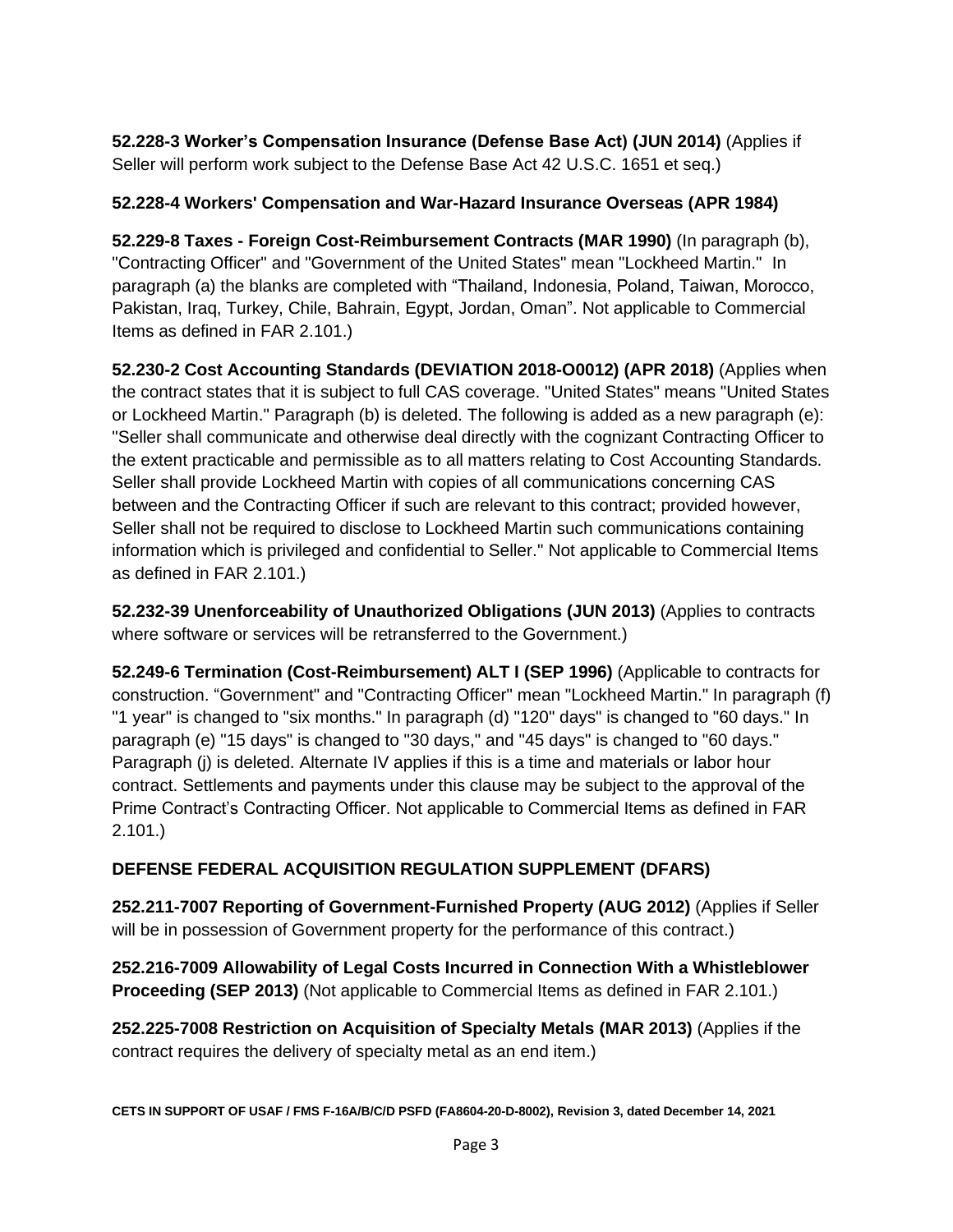**52.228-3 Worker's Compensation Insurance (Defense Base Act) (JUN 2014)** (Applies if Seller will perform work subject to the Defense Base Act 42 U.S.C. 1651 et seq.)

**52.228-4 Workers' Compensation and War-Hazard Insurance Overseas (APR 1984)**

**52.229-8 Taxes - Foreign Cost-Reimbursement Contracts (MAR 1990)** (In paragraph (b), "Contracting Officer" and "Government of the United States" mean "Lockheed Martin." In paragraph (a) the blanks are completed with "Thailand, Indonesia, Poland, Taiwan, Morocco, Pakistan, Iraq, Turkey, Chile, Bahrain, Egypt, Jordan, Oman". Not applicable to Commercial Items as defined in FAR 2.101.)

**52.230-2 Cost Accounting Standards (DEVIATION 2018-O0012) (APR 2018)** (Applies when the contract states that it is subject to full CAS coverage. "United States" means "United States or Lockheed Martin." Paragraph (b) is deleted. The following is added as a new paragraph (e): "Seller shall communicate and otherwise deal directly with the cognizant Contracting Officer to the extent practicable and permissible as to all matters relating to Cost Accounting Standards. Seller shall provide Lockheed Martin with copies of all communications concerning CAS between and the Contracting Officer if such are relevant to this contract; provided however, Seller shall not be required to disclose to Lockheed Martin such communications containing information which is privileged and confidential to Seller." Not applicable to Commercial Items as defined in FAR 2.101.)

**52.232-39 Unenforceability of Unauthorized Obligations (JUN 2013)** (Applies to contracts where software or services will be retransferred to the Government.)

**52.249-6 Termination (Cost-Reimbursement) ALT I (SEP 1996)** (Applicable to contracts for construction. "Government" and "Contracting Officer" mean "Lockheed Martin." In paragraph (f) "1 year" is changed to "six months." In paragraph (d) "120" days" is changed to "60 days." In paragraph (e) "15 days" is changed to "30 days," and "45 days" is changed to "60 days." Paragraph (j) is deleted. Alternate IV applies if this is a time and materials or labor hour contract. Settlements and payments under this clause may be subject to the approval of the Prime Contract's Contracting Officer. Not applicable to Commercial Items as defined in FAR 2.101.)

## DEFENSE FEDERAL ACQUISITION REGULATION SUPPLEMENT (DFARS)

**252.211-7007 Reporting of Government-Furnished Property (AUG 2012)** (Applies if Seller will be in possession of Government property for the performance of this contract.)

**252.216-7009 Allowability of Legal Costs Incurred in Connection With a Whistleblower Proceeding (SEP 2013)** (Not applicable to Commercial Items as defined in FAR 2.101.)

**252.225-7008 Restriction on Acquisition of Specialty Metals (MAR 2013)** (Applies if the contract requires the delivery of specialty metal as an end item.)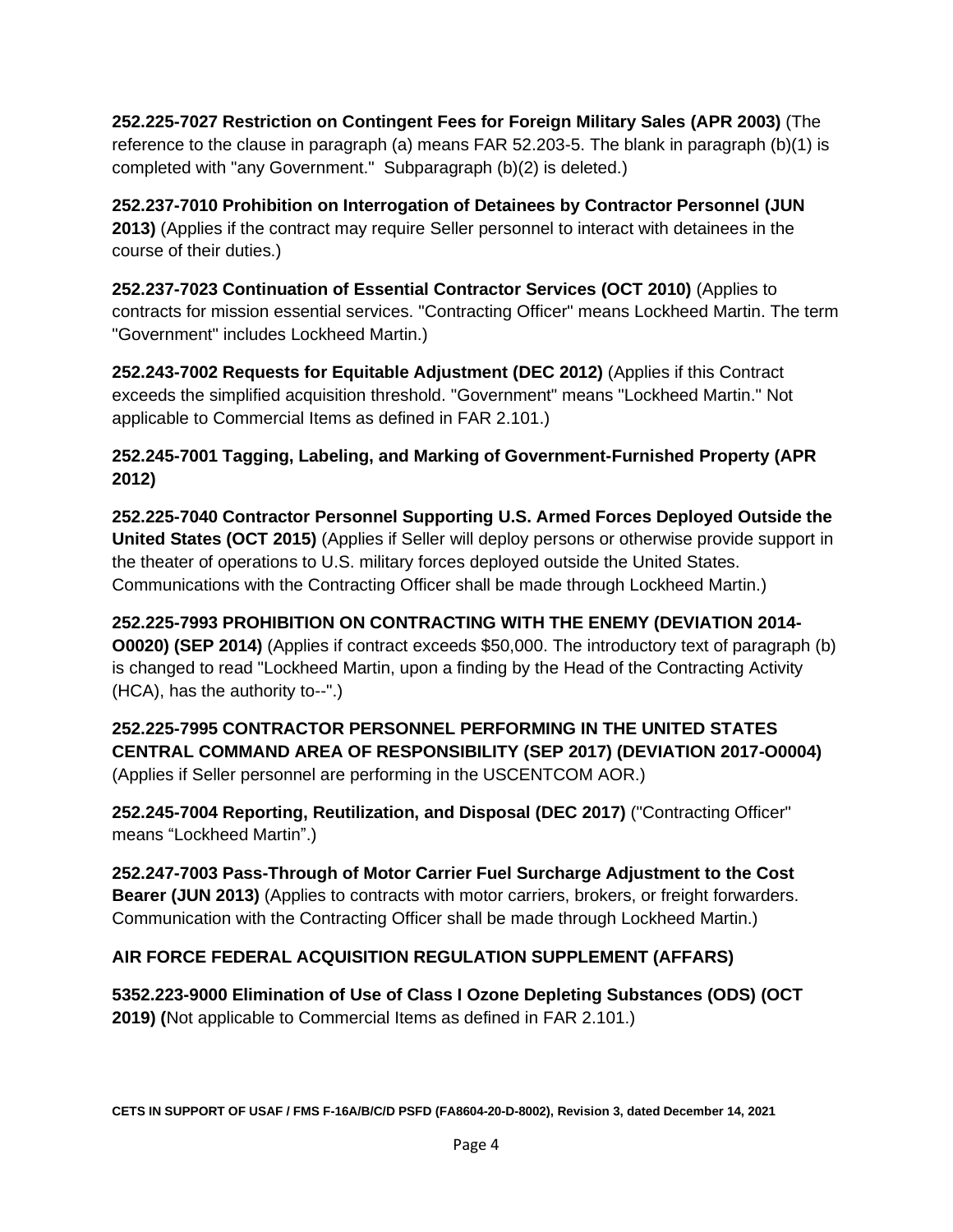**252.225-7027 Restriction on Contingent Fees for Foreign Military Sales (APR 2003)** (The reference to the clause in paragraph (a) means FAR 52.203-5. The blank in paragraph (b)(1) is completed with "any Government." Subparagraph (b)(2) is deleted.)

**252.237-7010 Prohibition on Interrogation of Detainees by Contractor Personnel (JUN 2013)** (Applies if the contract may require Seller personnel to interact with detainees in the course of their duties.)

**252.237-7023 Continuation of Essential Contractor Services (OCT 2010)** (Applies to contracts for mission essential services. "Contracting Officer" means Lockheed Martin. The term "Government" includes Lockheed Martin.)

**252.243-7002 Requests for Equitable Adjustment (DEC 2012)** (Applies if this Contract exceeds the simplified acquisition threshold. "Government" means "Lockheed Martin." Not applicable to Commercial Items as defined in FAR 2.101.)

**252.245-7001 Tagging, Labeling, and Marking of Government-Furnished Property (APR 2012)**

**252.225-7040 Contractor Personnel Supporting U.S. Armed Forces Deployed Outside the United States (OCT 2015)** (Applies if Seller will deploy persons or otherwise provide support in the theater of operations to U.S. military forces deployed outside the United States. Communications with the Contracting Officer shall be made through Lockheed Martin.)

**252.225-7993 PROHIBITION ON CONTRACTING WITH THE ENEMY (DEVIATION 2014-O0020) (SEP 2014)** (Applies if contract exceeds $50,000. The introductory text of paragraph (b) is changed to read "Lockheed Martin, upon a finding by the Head of the Contracting Activity (HCA), has the authority to--".)

**252.225-7995 CONTRACTOR PERSONNEL PERFORMING IN THE UNITED STATES CENTRAL COMMAND AREA OF RESPONSIBILITY (SEP 2017) (DEVIATION 2017-O0004)** (Applies if Seller personnel are performing in the USCENTCOM AOR.)

**252.245-7004 Reporting, Reutilization, and Disposal (DEC 2017)** ("Contracting Officer" means "Lockheed Martin".)

**252.247-7003 Pass-Through of Motor Carrier Fuel Surcharge Adjustment to the Cost Bearer (JUN 2013)** (Applies to contracts with motor carriers, brokers, or freight forwarders. Communication with the Contracting Officer shall be made through Lockheed Martin.)

## AIR FORCE FEDERAL ACQUISITION REGULATION SUPPLEMENT (AFFARS)

**5352.223-9000 Elimination of Use of Class I Ozone Depleting Substances (ODS) (OCT 2019) (**Not applicable to Commercial Items as defined in FAR 2.101.)

**CETS IN SUPPORT OF USAF / FMS F-16A/B/C/D PSFD (FA8604-20-D-8002), Revision 3, dated December 14, 2021**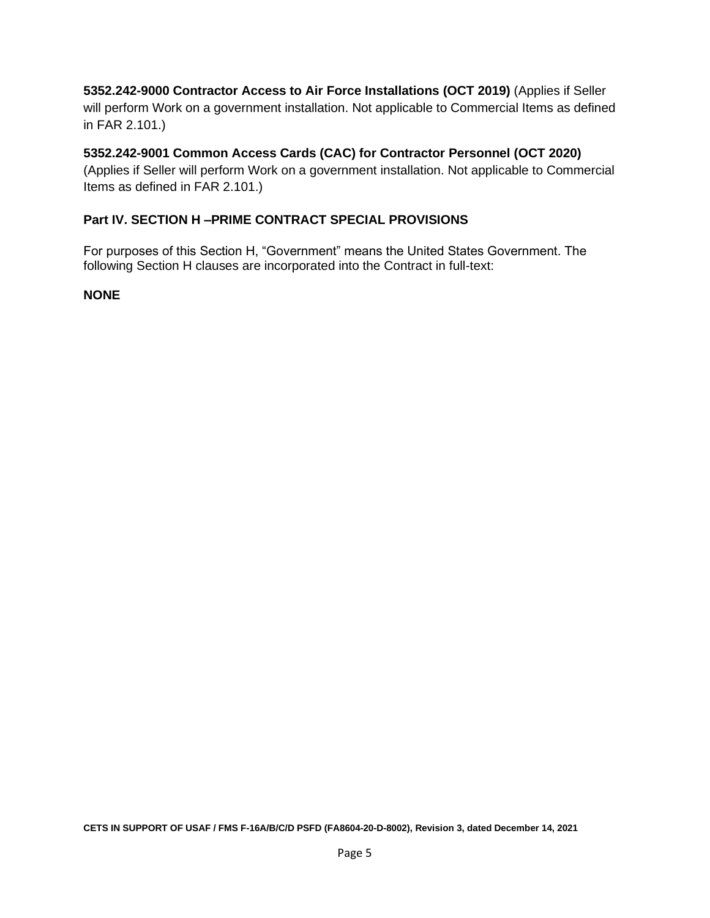**5352.242-9000 Contractor Access to Air Force Installations (OCT 2019)** (Applies if Seller will perform Work on a government installation. Not applicable to Commercial Items as defined in FAR 2.101.)

**5352.242-9001 Common Access Cards (CAC) for Contractor Personnel (OCT 2020)** (Applies if Seller will perform Work on a government installation. Not applicable to Commercial Items as defined in FAR 2.101.)

## Part IV. SECTION H –PRIME CONTRACT SPECIAL PROVISIONS

For purposes of this Section H, "Government" means the United States Government. The following Section H clauses are incorporated into the Contract in full-text:

**NONE**